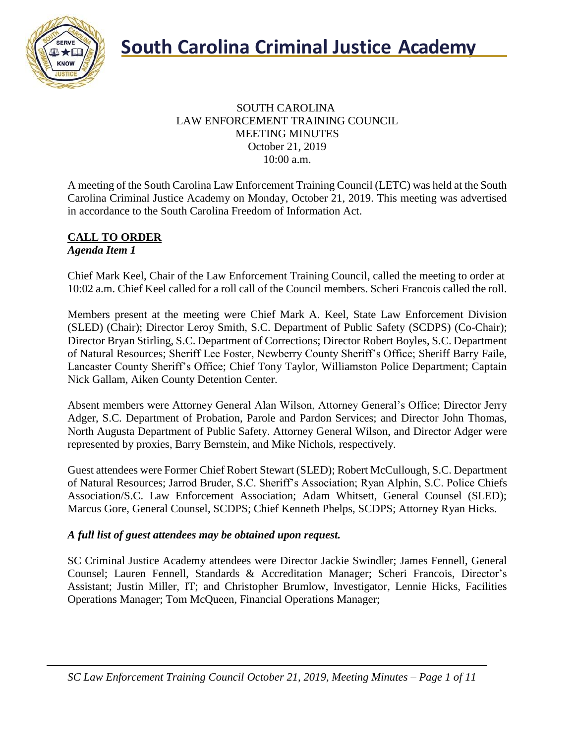# South Carolina Criminal Justice Academy

SOUTH CAROLINA
LAW ENFORCEMENT TRAINING COUNCIL
MEETING MINUTES
October 21, 2019
10:00 a.m.

A meeting of the South Carolina Law Enforcement Training Council (LETC) was held at the South Carolina Criminal Justice Academy on Monday, October 21, 2019. This meeting was advertised in accordance to the South Carolina Freedom of Information Act.

## CALL TO ORDER

***Agenda Item 1***

Chief Mark Keel, Chair of the Law Enforcement Training Council, called the meeting to order at 10:02 a.m. Chief Keel called for a roll call of the Council members. Scheri Francois called the roll.

Members present at the meeting were Chief Mark A. Keel, State Law Enforcement Division (SLED) (Chair); Director Leroy Smith, S.C. Department of Public Safety (SCDPS) (Co-Chair); Director Bryan Stirling, S.C. Department of Corrections; Director Robert Boyles, S.C. Department of Natural Resources; Sheriff Lee Foster, Newberry County Sheriff's Office; Sheriff Barry Faile, Lancaster County Sheriff's Office; Chief Tony Taylor, Williamston Police Department; Captain Nick Gallam, Aiken County Detention Center.

Absent members were Attorney General Alan Wilson, Attorney General's Office; Director Jerry Adger, S.C. Department of Probation, Parole and Pardon Services; and Director John Thomas, North Augusta Department of Public Safety. Attorney General Wilson, and Director Adger were represented by proxies, Barry Bernstein, and Mike Nichols, respectively.

Guest attendees were Former Chief Robert Stewart (SLED); Robert McCullough, S.C. Department of Natural Resources; Jarrod Bruder, S.C. Sheriff's Association; Ryan Alphin, S.C. Police Chiefs Association/S.C. Law Enforcement Association; Adam Whitsett, General Counsel (SLED); Marcus Gore, General Counsel, SCDPS; Chief Kenneth Phelps, SCDPS; Attorney Ryan Hicks.

***A full list of guest attendees may be obtained upon request.***

SC Criminal Justice Academy attendees were Director Jackie Swindler; James Fennell, General Counsel; Lauren Fennell, Standards & Accreditation Manager; Scheri Francois, Director's Assistant; Justin Miller, IT; and Christopher Brumlow, Investigator, Lennie Hicks, Facilities Operations Manager; Tom McQueen, Financial Operations Manager;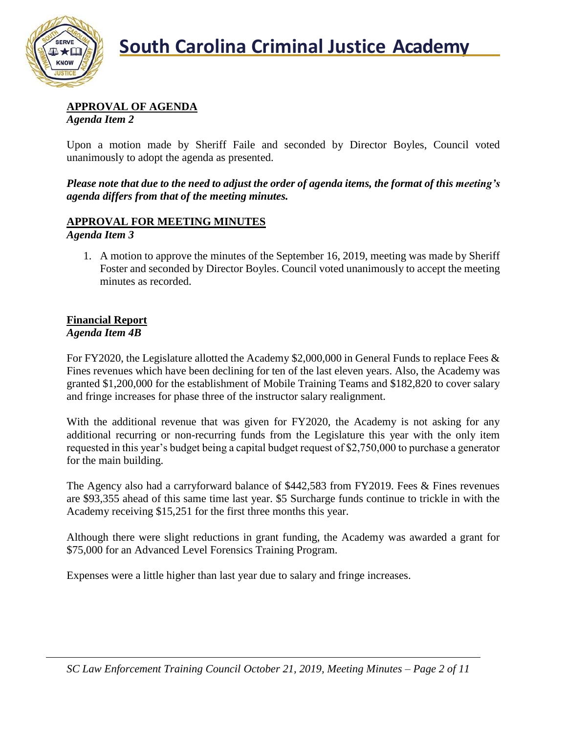## APPROVAL OF AGENDA

*Agenda Item 2*

Upon a motion made by Sheriff Faile and seconded by Director Boyles, Council voted unanimously to adopt the agenda as presented.

***Please note that due to the need to adjust the order of agenda items, the format of this meeting's agenda differs from that of the meeting minutes.***

## APPROVAL FOR MEETING MINUTES

*Agenda Item 3*

1. A motion to approve the minutes of the September 16, 2019, meeting was made by Sheriff Foster and seconded by Director Boyles. Council voted unanimously to accept the meeting minutes as recorded.

## Financial Report

*Agenda Item 4B*

For FY2020, the Legislature allotted the Academy $2,000,000 in General Funds to replace Fees & Fines revenues which have been declining for ten of the last eleven years. Also, the Academy was granted $1,200,000 for the establishment of Mobile Training Teams and $182,820 to cover salary and fringe increases for phase three of the instructor salary realignment.

With the additional revenue that was given for FY2020, the Academy is not asking for any additional recurring or non-recurring funds from the Legislature this year with the only item requested in this year's budget being a capital budget request of $2,750,000 to purchase a generator for the main building.

The Agency also had a carryforward balance of $442,583 from FY2019. Fees & Fines revenues are $93,355 ahead of this same time last year. $5 Surcharge funds continue to trickle in with the Academy receiving $15,251 for the first three months this year.

Although there were slight reductions in grant funding, the Academy was awarded a grant for $75,000 for an Advanced Level Forensics Training Program.

Expenses were a little higher than last year due to salary and fringe increases.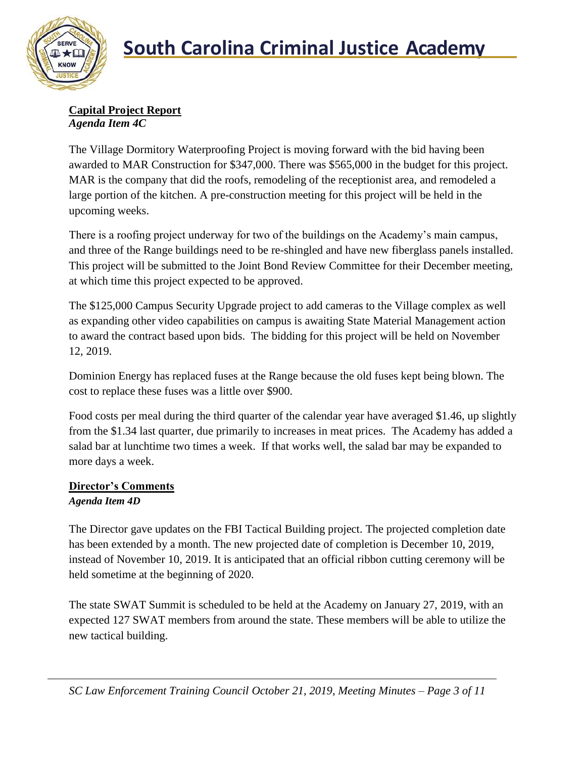**Capital Project Report**

***Agenda Item 4C***

The Village Dormitory Waterproofing Project is moving forward with the bid having been awarded to MAR Construction for $347,000. There was $565,000 in the budget for this project. MAR is the company that did the roofs, remodeling of the receptionist area, and remodeled a large portion of the kitchen. A pre-construction meeting for this project will be held in the upcoming weeks.

There is a roofing project underway for two of the buildings on the Academy's main campus, and three of the Range buildings need to be re-shingled and have new fiberglass panels installed. This project will be submitted to the Joint Bond Review Committee for their December meeting, at which time this project expected to be approved.

The $125,000 Campus Security Upgrade project to add cameras to the Village complex as well as expanding other video capabilities on campus is awaiting State Material Management action to award the contract based upon bids. The bidding for this project will be held on November 12, 2019.

Dominion Energy has replaced fuses at the Range because the old fuses kept being blown. The cost to replace these fuses was a little over $900.

Food costs per meal during the third quarter of the calendar year have averaged $1.46, up slightly from the $1.34 last quarter, due primarily to increases in meat prices. The Academy has added a salad bar at lunchtime two times a week. If that works well, the salad bar may be expanded to more days a week.

**Director's Comments**

***Agenda Item 4D***

The Director gave updates on the FBI Tactical Building project. The projected completion date has been extended by a month. The new projected date of completion is December 10, 2019, instead of November 10, 2019. It is anticipated that an official ribbon cutting ceremony will be held sometime at the beginning of 2020.

The state SWAT Summit is scheduled to be held at the Academy on January 27, 2019, with an expected 127 SWAT members from around the state. These members will be able to utilize the new tactical building.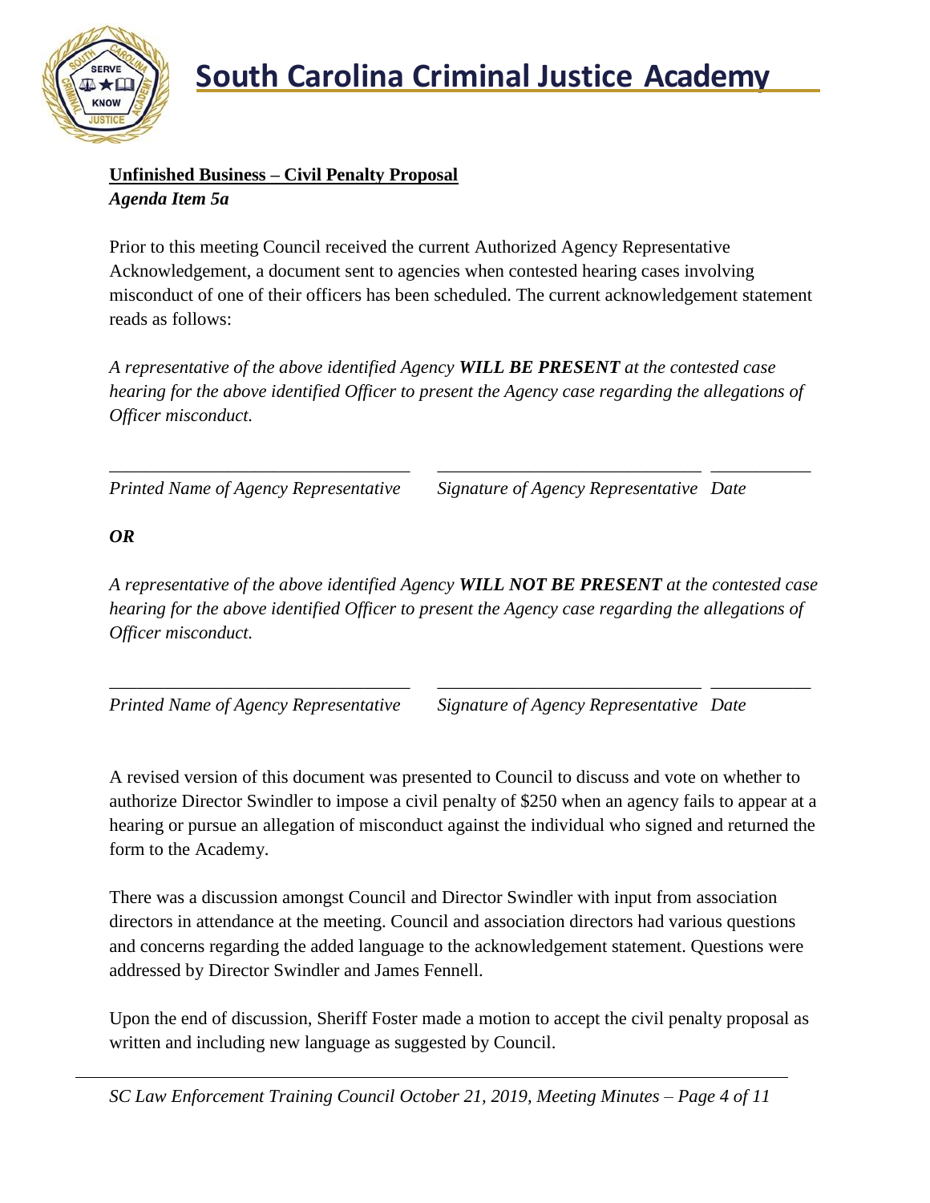**Unfinished Business – Civil Penalty Proposal**
***Agenda Item 5a***

Prior to this meeting Council received the current Authorized Agency Representative Acknowledgement, a document sent to agencies when contested hearing cases involving misconduct of one of their officers has been scheduled. The current acknowledgement statement reads as follows:

*A representative of the above identified Agency* ***WILL BE PRESENT*** *at the contested case hearing for the above identified Officer to present the Agency case regarding the allegations of Officer misconduct.*

_______________________________ ___________________________ __________

*Printed Name of Agency Representative* *Signature of Agency Representative* *Date*

***OR***

*A representative of the above identified Agency* ***WILL NOT BE PRESENT*** *at the contested case hearing for the above identified Officer to present the Agency case regarding the allegations of Officer misconduct.*

_______________________________ ___________________________ __________

*Printed Name of Agency Representative* *Signature of Agency Representative* *Date*

A revised version of this document was presented to Council to discuss and vote on whether to authorize Director Swindler to impose a civil penalty of $250 when an agency fails to appear at a hearing or pursue an allegation of misconduct against the individual who signed and returned the form to the Academy.

There was a discussion amongst Council and Director Swindler with input from association directors in attendance at the meeting. Council and association directors had various questions and concerns regarding the added language to the acknowledgement statement. Questions were addressed by Director Swindler and James Fennell.

Upon the end of discussion, Sheriff Foster made a motion to accept the civil penalty proposal as written and including new language as suggested by Council.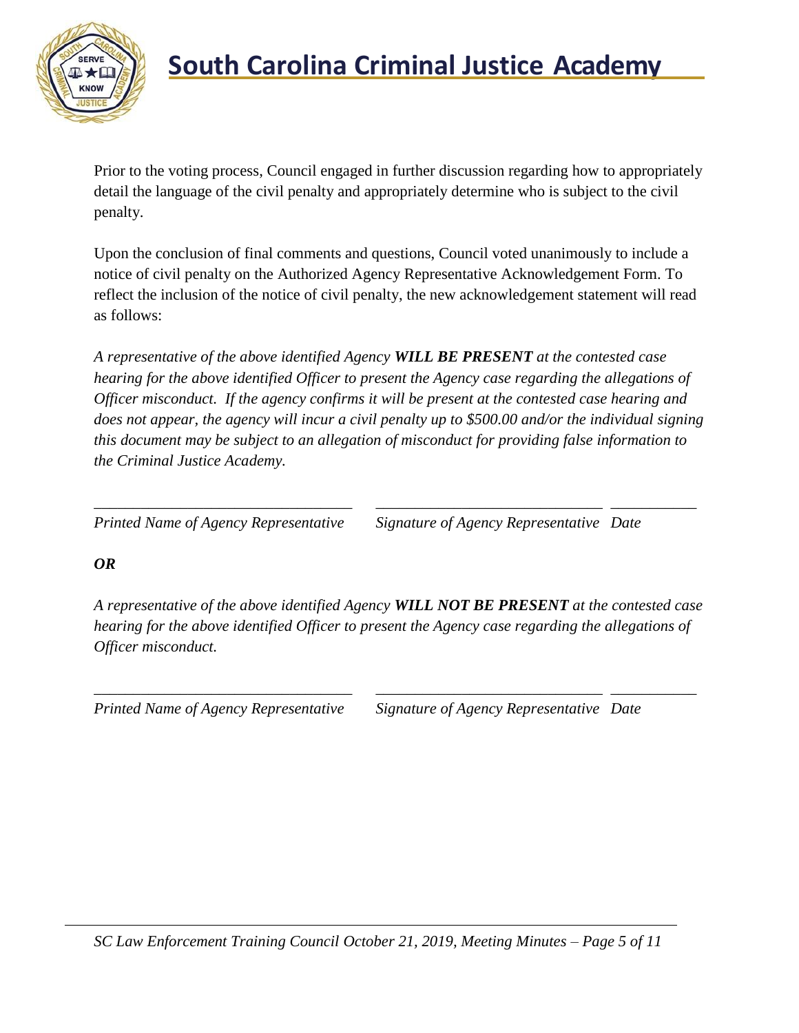Prior to the voting process, Council engaged in further discussion regarding how to appropriately detail the language of the civil penalty and appropriately determine who is subject to the civil penalty.

Upon the conclusion of final comments and questions, Council voted unanimously to include a notice of civil penalty on the Authorized Agency Representative Acknowledgement Form. To reflect the inclusion of the notice of civil penalty, the new acknowledgement statement will read as follows:

*A representative of the above identified Agency **WILL BE PRESENT** at the contested case hearing for the above identified Officer to present the Agency case regarding the allegations of Officer misconduct. If the agency confirms it will be present at the contested case hearing and does not appear, the agency will incur a civil penalty up to $500.00 and/or the individual signing this document may be subject to an allegation of misconduct for providing false information to the Criminal Justice Academy.*

_________________________________ _____________________________ ___________

*Printed Name of Agency Representative* *Signature of Agency Representative* *Date*

***OR***

*A representative of the above identified Agency **WILL NOT BE PRESENT** at the contested case hearing for the above identified Officer to present the Agency case regarding the allegations of Officer misconduct.*

_________________________________ _____________________________ ___________

*Printed Name of Agency Representative* *Signature of Agency Representative* *Date*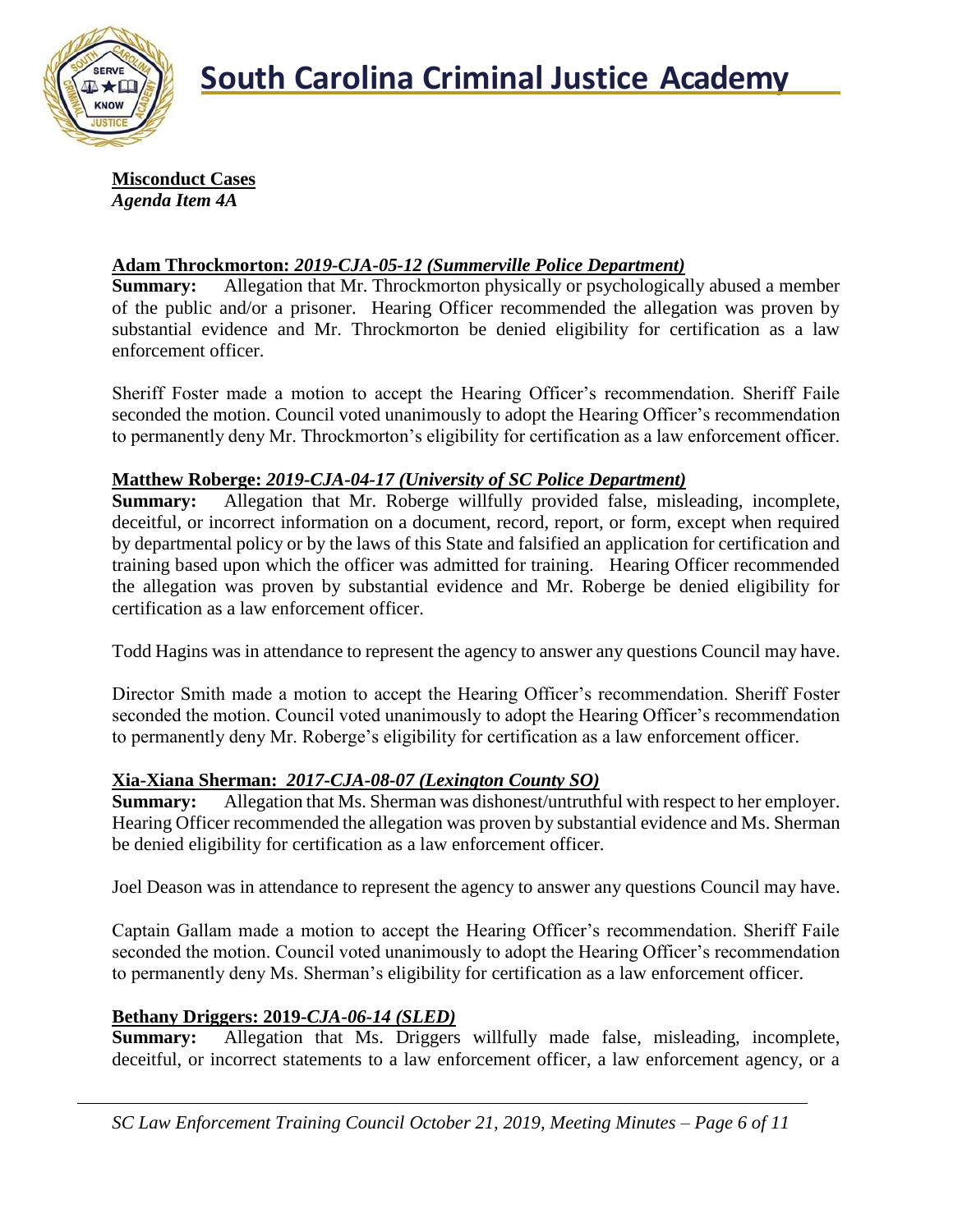**Misconduct Cases**
*Agenda Item 4A*

**Adam Throckmorton:** ***2019-CJA-05-12 (Summerville Police Department)***
**Summary:** Allegation that Mr. Throckmorton physically or psychologically abused a member of the public and/or a prisoner. Hearing Officer recommended the allegation was proven by substantial evidence and Mr. Throckmorton be denied eligibility for certification as a law enforcement officer.

Sheriff Foster made a motion to accept the Hearing Officer's recommendation. Sheriff Faile seconded the motion. Council voted unanimously to adopt the Hearing Officer's recommendation to permanently deny Mr. Throckmorton's eligibility for certification as a law enforcement officer.

**Matthew Roberge:** ***2019-CJA-04-17 (University of SC Police Department)***
**Summary:** Allegation that Mr. Roberge willfully provided false, misleading, incomplete, deceitful, or incorrect information on a document, record, report, or form, except when required by departmental policy or by the laws of this State and falsified an application for certification and training based upon which the officer was admitted for training. Hearing Officer recommended the allegation was proven by substantial evidence and Mr. Roberge be denied eligibility for certification as a law enforcement officer.

Todd Hagins was in attendance to represent the agency to answer any questions Council may have.

Director Smith made a motion to accept the Hearing Officer's recommendation. Sheriff Foster seconded the motion. Council voted unanimously to adopt the Hearing Officer's recommendation to permanently deny Mr. Roberge's eligibility for certification as a law enforcement officer.

**Xia-Xiana Sherman:** ***2017-CJA-08-07 (Lexington County SO)***
**Summary:** Allegation that Ms. Sherman was dishonest/untruthful with respect to her employer. Hearing Officer recommended the allegation was proven by substantial evidence and Ms. Sherman be denied eligibility for certification as a law enforcement officer.

Joel Deason was in attendance to represent the agency to answer any questions Council may have.

Captain Gallam made a motion to accept the Hearing Officer's recommendation. Sheriff Faile seconded the motion. Council voted unanimously to adopt the Hearing Officer's recommendation to permanently deny Ms. Sherman's eligibility for certification as a law enforcement officer.

**Bethany Driggers: 2019-*CJA-06-14 (SLED)***
**Summary:** Allegation that Ms. Driggers willfully made false, misleading, incomplete, deceitful, or incorrect statements to a law enforcement officer, a law enforcement agency, or a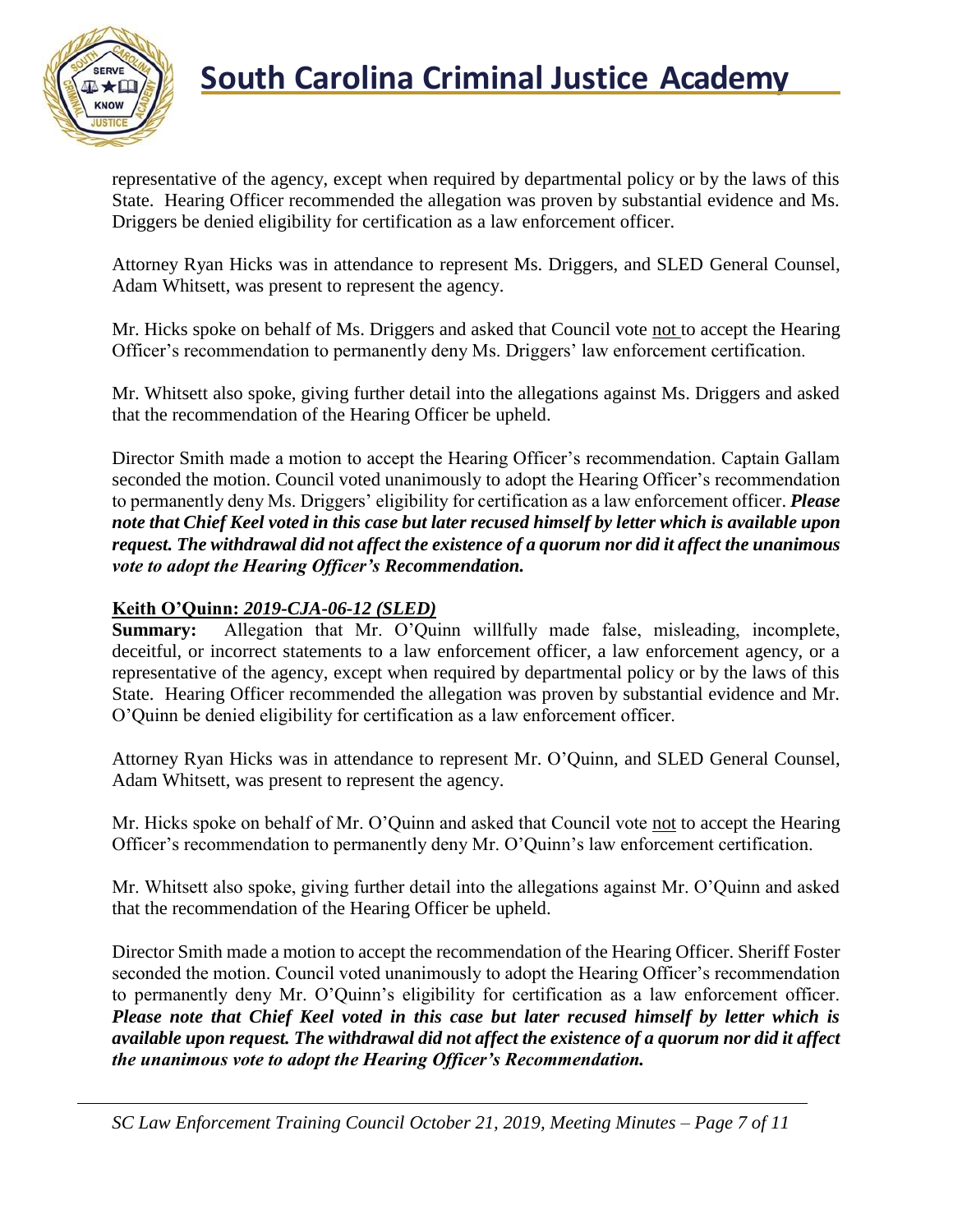representative of the agency, except when required by departmental policy or by the laws of this State. Hearing Officer recommended the allegation was proven by substantial evidence and Ms. Driggers be denied eligibility for certification as a law enforcement officer.

Attorney Ryan Hicks was in attendance to represent Ms. Driggers, and SLED General Counsel, Adam Whitsett, was present to represent the agency.

Mr. Hicks spoke on behalf of Ms. Driggers and asked that Council vote <u>not</u> to accept the Hearing Officer's recommendation to permanently deny Ms. Driggers' law enforcement certification.

Mr. Whitsett also spoke, giving further detail into the allegations against Ms. Driggers and asked that the recommendation of the Hearing Officer be upheld.

Director Smith made a motion to accept the Hearing Officer's recommendation. Captain Gallam seconded the motion. Council voted unanimously to adopt the Hearing Officer's recommendation to permanently deny Ms. Driggers' eligibility for certification as a law enforcement officer. ***Please note that Chief Keel voted in this case but later recused himself by letter which is available upon request. The withdrawal did not affect the existence of a quorum nor did it affect the unanimous vote to adopt the Hearing Officer's Recommendation.***

**Keith O'Quinn: *2019-CJA-06-12 (SLED)***

**Summary:** Allegation that Mr. O'Quinn willfully made false, misleading, incomplete, deceitful, or incorrect statements to a law enforcement officer, a law enforcement agency, or a representative of the agency, except when required by departmental policy or by the laws of this State. Hearing Officer recommended the allegation was proven by substantial evidence and Mr. O'Quinn be denied eligibility for certification as a law enforcement officer.

Attorney Ryan Hicks was in attendance to represent Mr. O'Quinn, and SLED General Counsel, Adam Whitsett, was present to represent the agency.

Mr. Hicks spoke on behalf of Mr. O'Quinn and asked that Council vote <u>not</u> to accept the Hearing Officer's recommendation to permanently deny Mr. O'Quinn's law enforcement certification.

Mr. Whitsett also spoke, giving further detail into the allegations against Mr. O'Quinn and asked that the recommendation of the Hearing Officer be upheld.

Director Smith made a motion to accept the recommendation of the Hearing Officer. Sheriff Foster seconded the motion. Council voted unanimously to adopt the Hearing Officer's recommendation to permanently deny Mr. O'Quinn's eligibility for certification as a law enforcement officer. ***Please note that Chief Keel voted in this case but later recused himself by letter which is available upon request. The withdrawal did not affect the existence of a quorum nor did it affect the unanimous vote to adopt the Hearing Officer's Recommendation.***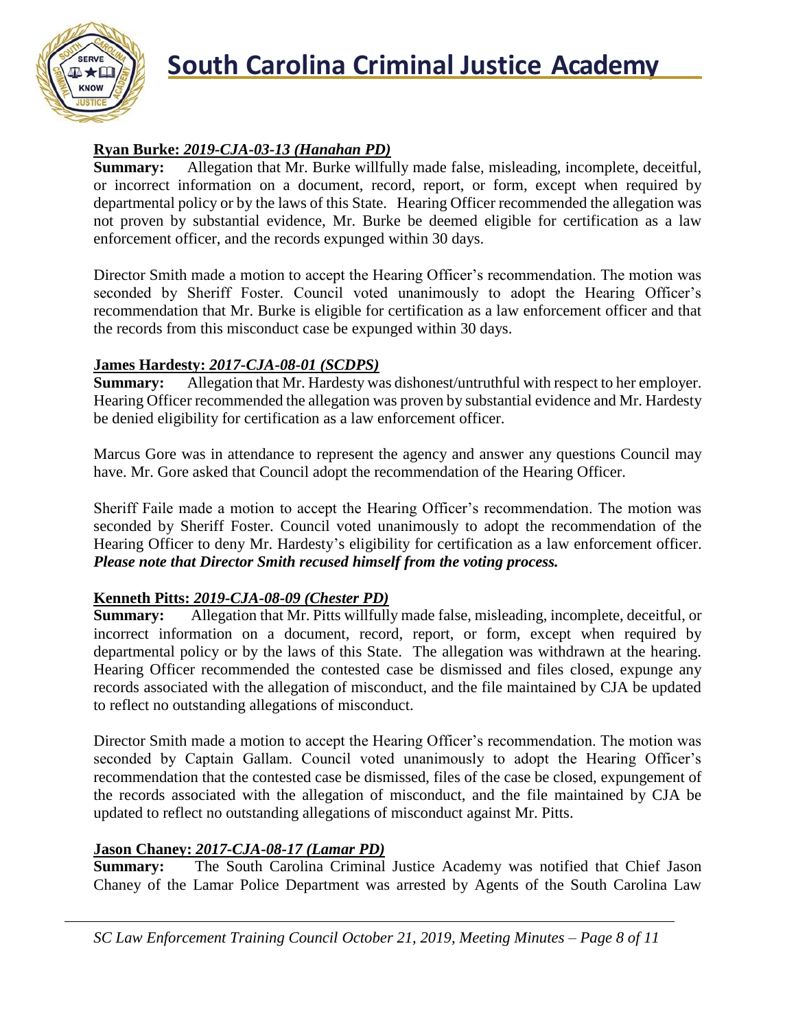**Ryan Burke:** ***2019-CJA-03-13 (Hanahan PD)***

**Summary:** Allegation that Mr. Burke willfully made false, misleading, incomplete, deceitful, or incorrect information on a document, record, report, or form, except when required by departmental policy or by the laws of this State. Hearing Officer recommended the allegation was not proven by substantial evidence, Mr. Burke be deemed eligible for certification as a law enforcement officer, and the records expunged within 30 days.

Director Smith made a motion to accept the Hearing Officer's recommendation. The motion was seconded by Sheriff Foster. Council voted unanimously to adopt the Hearing Officer's recommendation that Mr. Burke is eligible for certification as a law enforcement officer and that the records from this misconduct case be expunged within 30 days.

**James Hardesty:** ***2017-CJA-08-01 (SCDPS)***

**Summary:** Allegation that Mr. Hardesty was dishonest/untruthful with respect to her employer. Hearing Officer recommended the allegation was proven by substantial evidence and Mr. Hardesty be denied eligibility for certification as a law enforcement officer.

Marcus Gore was in attendance to represent the agency and answer any questions Council may have. Mr. Gore asked that Council adopt the recommendation of the Hearing Officer.

Sheriff Faile made a motion to accept the Hearing Officer's recommendation. The motion was seconded by Sheriff Foster. Council voted unanimously to adopt the recommendation of the Hearing Officer to deny Mr. Hardesty's eligibility for certification as a law enforcement officer. ***Please note that Director Smith recused himself from the voting process.***

**Kenneth Pitts:** ***2019-CJA-08-09 (Chester PD)***

**Summary:** Allegation that Mr. Pitts willfully made false, misleading, incomplete, deceitful, or incorrect information on a document, record, report, or form, except when required by departmental policy or by the laws of this State. The allegation was withdrawn at the hearing. Hearing Officer recommended the contested case be dismissed and files closed, expunge any records associated with the allegation of misconduct, and the file maintained by CJA be updated to reflect no outstanding allegations of misconduct.

Director Smith made a motion to accept the Hearing Officer's recommendation. The motion was seconded by Captain Gallam. Council voted unanimously to adopt the Hearing Officer's recommendation that the contested case be dismissed, files of the case be closed, expungement of the records associated with the allegation of misconduct, and the file maintained by CJA be updated to reflect no outstanding allegations of misconduct against Mr. Pitts.

**Jason Chaney:** ***2017-CJA-08-17 (Lamar PD)***

**Summary:** The South Carolina Criminal Justice Academy was notified that Chief Jason Chaney of the Lamar Police Department was arrested by Agents of the South Carolina Law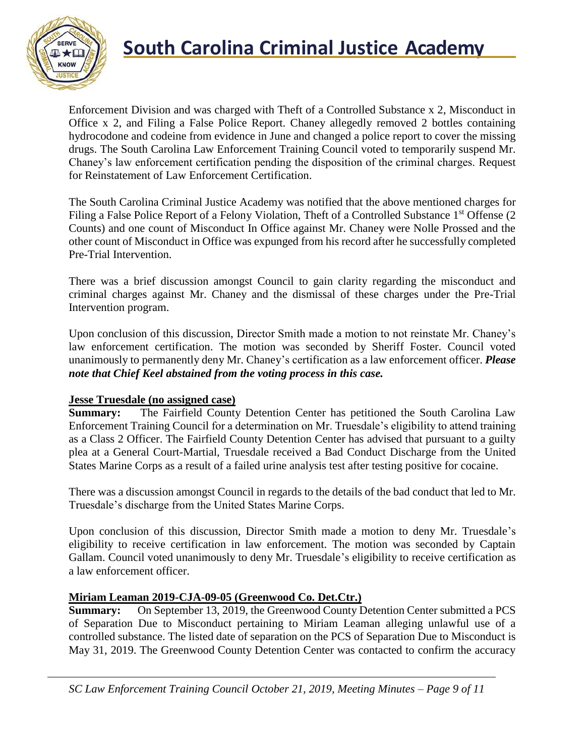Enforcement Division and was charged with Theft of a Controlled Substance x 2, Misconduct in Office x 2, and Filing a False Police Report. Chaney allegedly removed 2 bottles containing hydrocodone and codeine from evidence in June and changed a police report to cover the missing drugs. The South Carolina Law Enforcement Training Council voted to temporarily suspend Mr. Chaney's law enforcement certification pending the disposition of the criminal charges. Request for Reinstatement of Law Enforcement Certification.

The South Carolina Criminal Justice Academy was notified that the above mentioned charges for Filing a False Police Report of a Felony Violation, Theft of a Controlled Substance 1st Offense (2 Counts) and one count of Misconduct In Office against Mr. Chaney were Nolle Prossed and the other count of Misconduct in Office was expunged from his record after he successfully completed Pre-Trial Intervention.

There was a brief discussion amongst Council to gain clarity regarding the misconduct and criminal charges against Mr. Chaney and the dismissal of these charges under the Pre-Trial Intervention program.

Upon conclusion of this discussion, Director Smith made a motion to not reinstate Mr. Chaney's law enforcement certification. The motion was seconded by Sheriff Foster. Council voted unanimously to permanently deny Mr. Chaney's certification as a law enforcement officer. ***Please note that Chief Keel abstained from the voting process in this case.***

**Jesse Truesdale (no assigned case)**

**Summary:** The Fairfield County Detention Center has petitioned the South Carolina Law Enforcement Training Council for a determination on Mr. Truesdale's eligibility to attend training as a Class 2 Officer. The Fairfield County Detention Center has advised that pursuant to a guilty plea at a General Court-Martial, Truesdale received a Bad Conduct Discharge from the United States Marine Corps as a result of a failed urine analysis test after testing positive for cocaine.

There was a discussion amongst Council in regards to the details of the bad conduct that led to Mr. Truesdale's discharge from the United States Marine Corps.

Upon conclusion of this discussion, Director Smith made a motion to deny Mr. Truesdale's eligibility to receive certification in law enforcement. The motion was seconded by Captain Gallam. Council voted unanimously to deny Mr. Truesdale's eligibility to receive certification as a law enforcement officer.

**Miriam Leaman 2019-CJA-09-05 (Greenwood Co. Det.Ctr.)**

**Summary:** On September 13, 2019, the Greenwood County Detention Center submitted a PCS of Separation Due to Misconduct pertaining to Miriam Leaman alleging unlawful use of a controlled substance. The listed date of separation on the PCS of Separation Due to Misconduct is May 31, 2019. The Greenwood County Detention Center was contacted to confirm the accuracy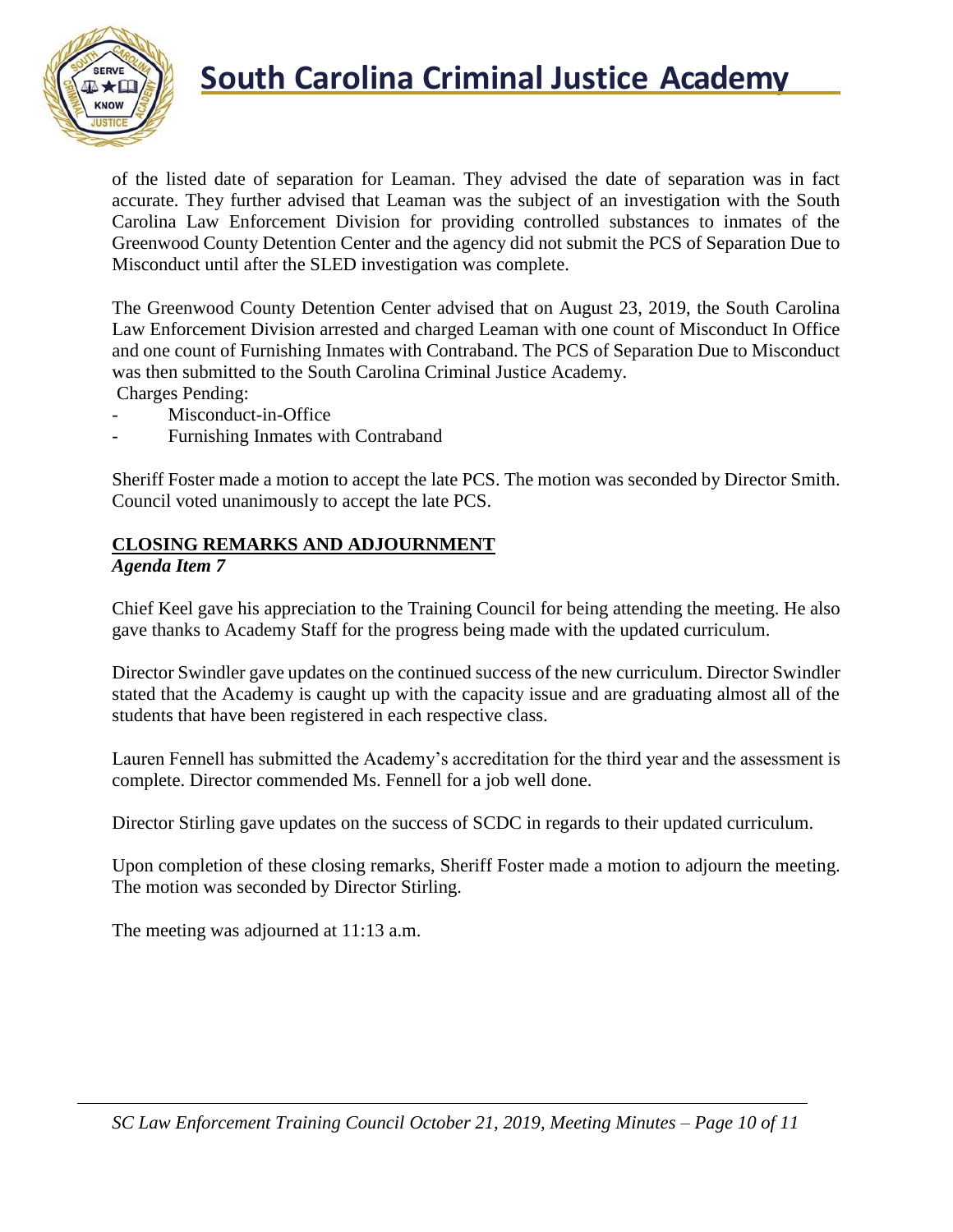of the listed date of separation for Leaman. They advised the date of separation was in fact accurate. They further advised that Leaman was the subject of an investigation with the South Carolina Law Enforcement Division for providing controlled substances to inmates of the Greenwood County Detention Center and the agency did not submit the PCS of Separation Due to Misconduct until after the SLED investigation was complete.

The Greenwood County Detention Center advised that on August 23, 2019, the South Carolina Law Enforcement Division arrested and charged Leaman with one count of Misconduct In Office and one count of Furnishing Inmates with Contraband. The PCS of Separation Due to Misconduct was then submitted to the South Carolina Criminal Justice Academy.

Charges Pending:

- Misconduct-in-Office
- Furnishing Inmates with Contraband

Sheriff Foster made a motion to accept the late PCS. The motion was seconded by Director Smith. Council voted unanimously to accept the late PCS.

**CLOSING REMARKS AND ADJOURNMENT**

***Agenda Item 7***

Chief Keel gave his appreciation to the Training Council for being attending the meeting. He also gave thanks to Academy Staff for the progress being made with the updated curriculum.

Director Swindler gave updates on the continued success of the new curriculum. Director Swindler stated that the Academy is caught up with the capacity issue and are graduating almost all of the students that have been registered in each respective class.

Lauren Fennell has submitted the Academy's accreditation for the third year and the assessment is complete. Director commended Ms. Fennell for a job well done.

Director Stirling gave updates on the success of SCDC in regards to their updated curriculum.

Upon completion of these closing remarks, Sheriff Foster made a motion to adjourn the meeting. The motion was seconded by Director Stirling.

The meeting was adjourned at 11:13 a.m.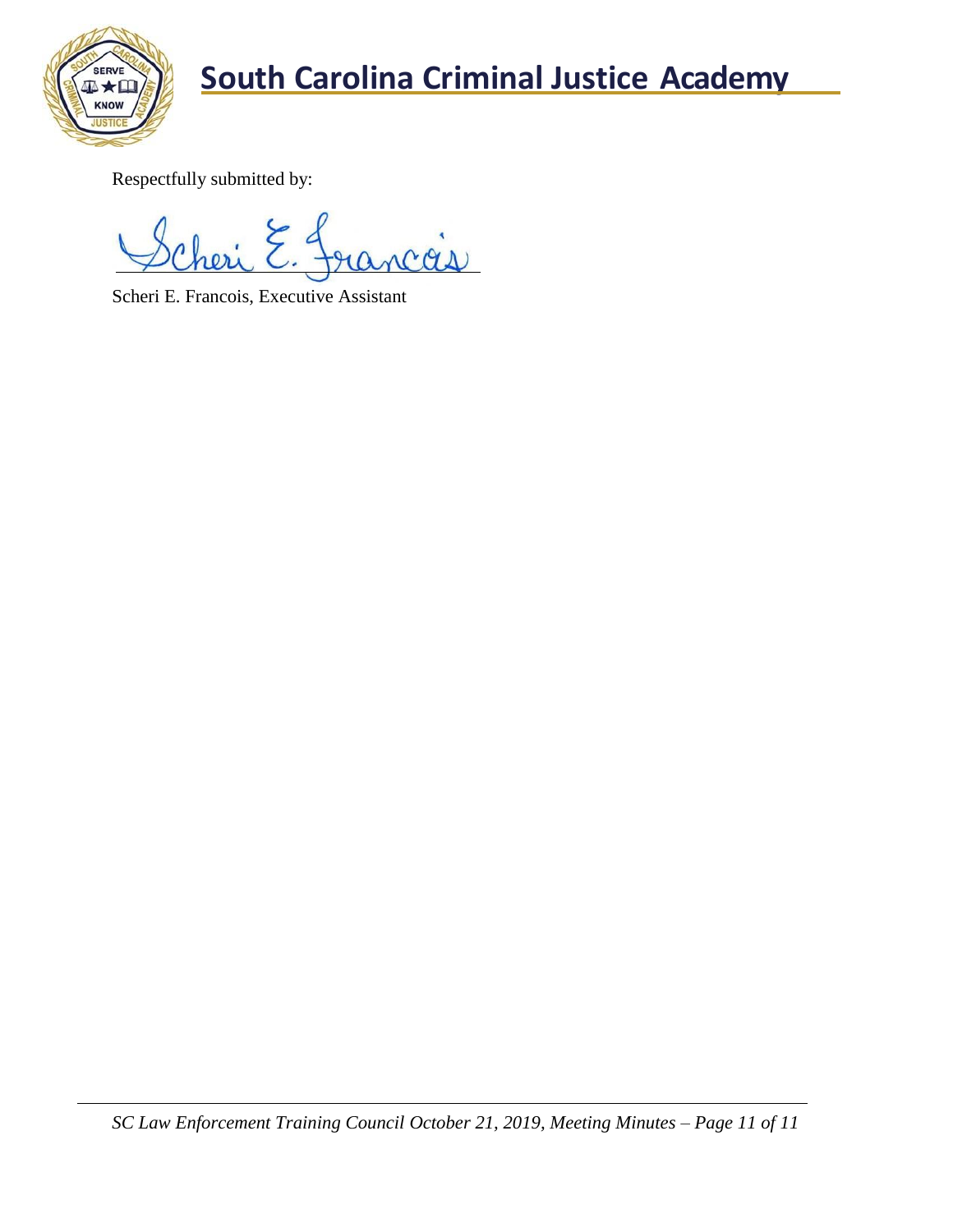Respectfully submitted by:

Scheri E. Francois, Executive Assistant